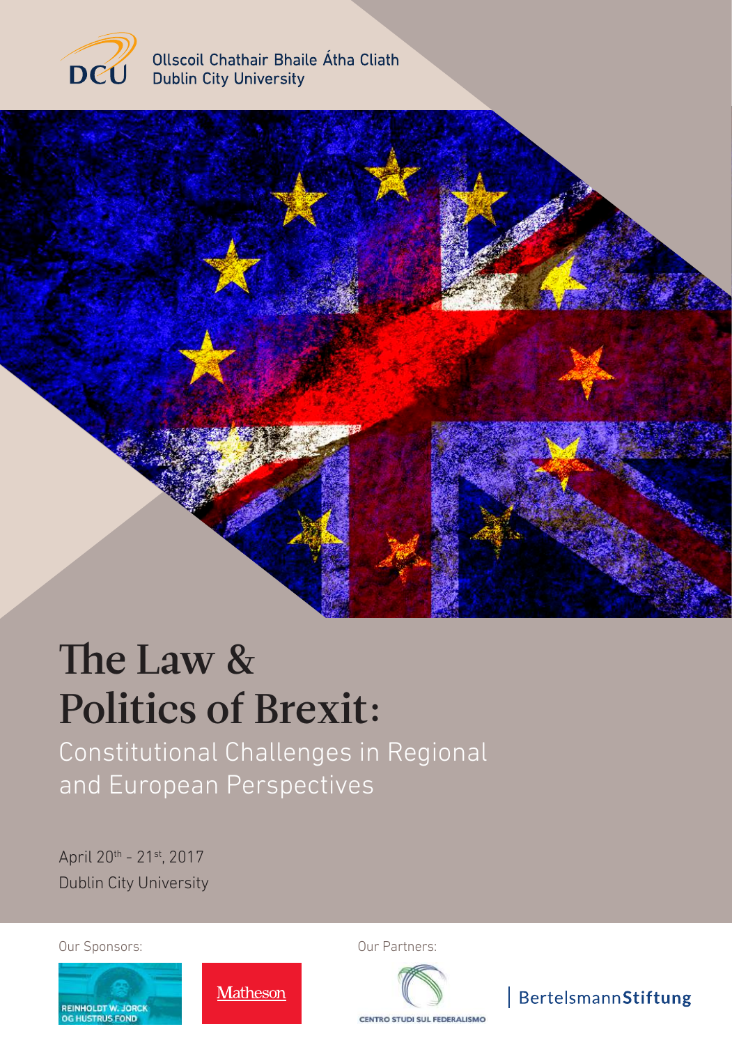Ollscoil Chathair Bhaile Átha Cliath
Dublin City University

# The Law & Politics of Brexit:

## Constitutional Challenges in Regional and European Perspectives

April 20th - 21st, 2017
Dublin City University

Our Sponsors:

REINHOLDT W. JORCK OG HUSTRUS FOND

Matheson

Our Partners:

CENTRO STUDI SUL FEDERALISMO

BertelsmannStiftung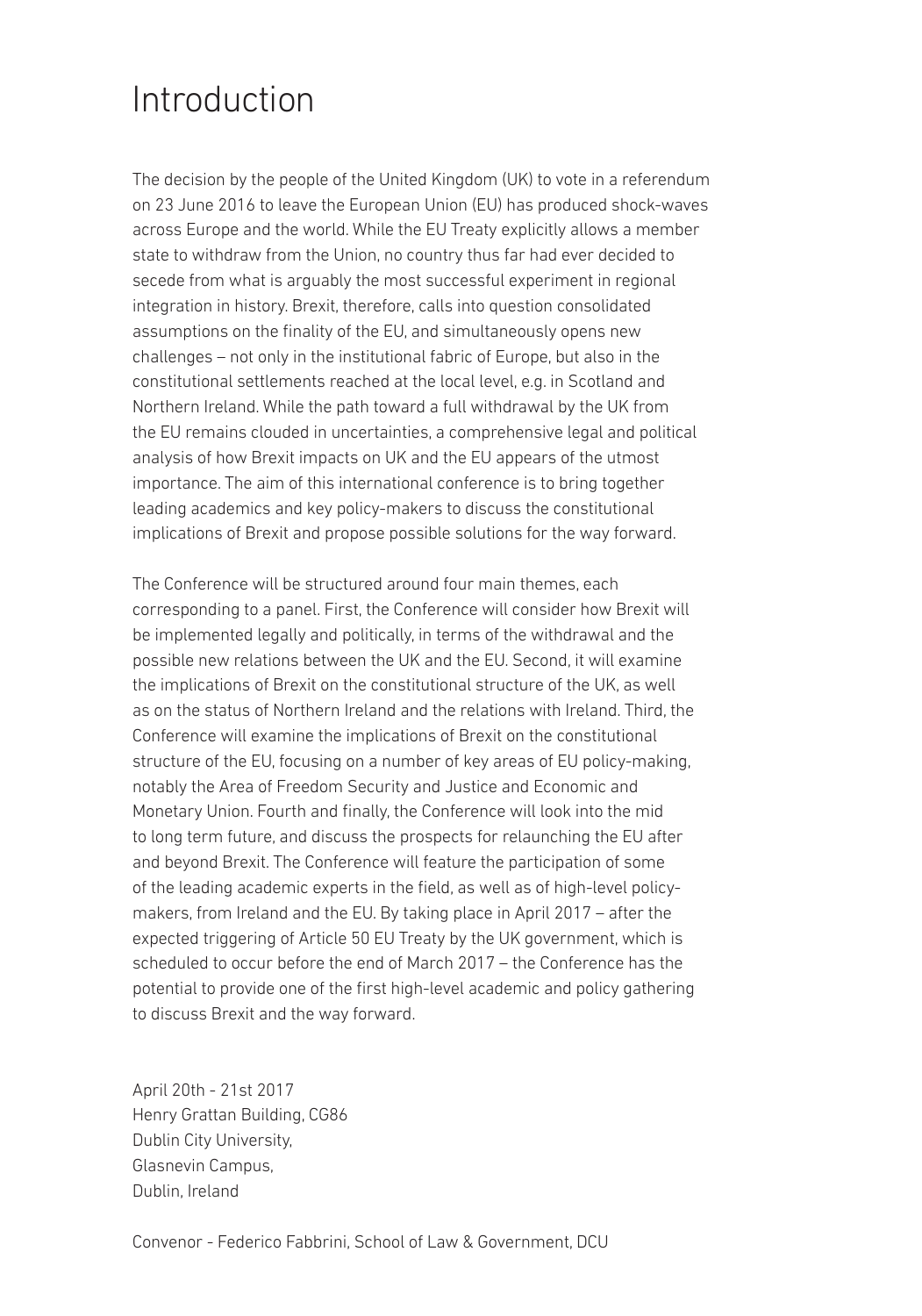# Introduction

The decision by the people of the United Kingdom (UK) to vote in a referendum on 23 June 2016 to leave the European Union (EU) has produced shock-waves across Europe and the world. While the EU Treaty explicitly allows a member state to withdraw from the Union, no country thus far had ever decided to secede from what is arguably the most successful experiment in regional integration in history. Brexit, therefore, calls into question consolidated assumptions on the finality of the EU, and simultaneously opens new challenges – not only in the institutional fabric of Europe, but also in the constitutional settlements reached at the local level, e.g. in Scotland and Northern Ireland. While the path toward a full withdrawal by the UK from the EU remains clouded in uncertainties, a comprehensive legal and political analysis of how Brexit impacts on UK and the EU appears of the utmost importance. The aim of this international conference is to bring together leading academics and key policy-makers to discuss the constitutional implications of Brexit and propose possible solutions for the way forward.

The Conference will be structured around four main themes, each corresponding to a panel. First, the Conference will consider how Brexit will be implemented legally and politically, in terms of the withdrawal and the possible new relations between the UK and the EU. Second, it will examine the implications of Brexit on the constitutional structure of the UK, as well as on the status of Northern Ireland and the relations with Ireland. Third, the Conference will examine the implications of Brexit on the constitutional structure of the EU, focusing on a number of key areas of EU policy-making, notably the Area of Freedom Security and Justice and Economic and Monetary Union. Fourth and finally, the Conference will look into the mid to long term future, and discuss the prospects for relaunching the EU after and beyond Brexit. The Conference will feature the participation of some of the leading academic experts in the field, as well as of high-level policy-makers, from Ireland and the EU. By taking place in April 2017 – after the expected triggering of Article 50 EU Treaty by the UK government, which is scheduled to occur before the end of March 2017 – the Conference has the potential to provide one of the first high-level academic and policy gathering to discuss Brexit and the way forward.

April 20th - 21st 2017  
Henry Grattan Building, CG86  
Dublin City University,  
Glasnevin Campus,  
Dublin, Ireland

Convenor - Federico Fabbrini, School of Law & Government, DCU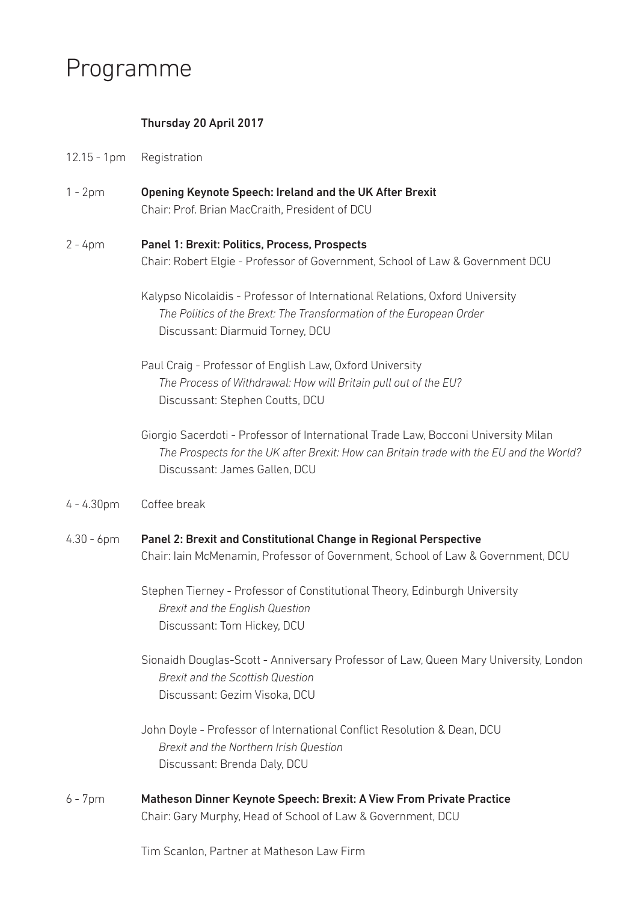# Programme

**Thursday 20 April 2017**

12.15 - 1pm Registration

1 - 2pm **Opening Keynote Speech: Ireland and the UK After Brexit**
Chair: Prof. Brian MacCraith, President of DCU

2 - 4pm **Panel 1: Brexit: Politics, Process, Prospects**
Chair: Robert Elgie - Professor of Government, School of Law & Government DCU

Kalypso Nicolaidis - Professor of International Relations, Oxford University
*The Politics of the Brext: The Transformation of the European Order*
Discussant: Diarmuid Torney, DCU

Paul Craig - Professor of English Law, Oxford University
*The Process of Withdrawal: How will Britain pull out of the EU?*
Discussant: Stephen Coutts, DCU

Giorgio Sacerdoti - Professor of International Trade Law, Bocconi University Milan
*The Prospects for the UK after Brexit: How can Britain trade with the EU and the World?*
Discussant: James Gallen, DCU

4 - 4.30pm Coffee break

4.30 - 6pm **Panel 2: Brexit and Constitutional Change in Regional Perspective**
Chair: Iain McMenamin, Professor of Government, School of Law & Government, DCU

Stephen Tierney - Professor of Constitutional Theory, Edinburgh University
*Brexit and the English Question*
Discussant: Tom Hickey, DCU

Sionaidh Douglas-Scott - Anniversary Professor of Law, Queen Mary University, London
*Brexit and the Scottish Question*
Discussant: Gezim Visoka, DCU

John Doyle - Professor of International Conflict Resolution & Dean, DCU
*Brexit and the Northern Irish Question*
Discussant: Brenda Daly, DCU

6 - 7pm **Matheson Dinner Keynote Speech: Brexit: A View From Private Practice**
Chair: Gary Murphy, Head of School of Law & Government, DCU

Tim Scanlon, Partner at Matheson Law Firm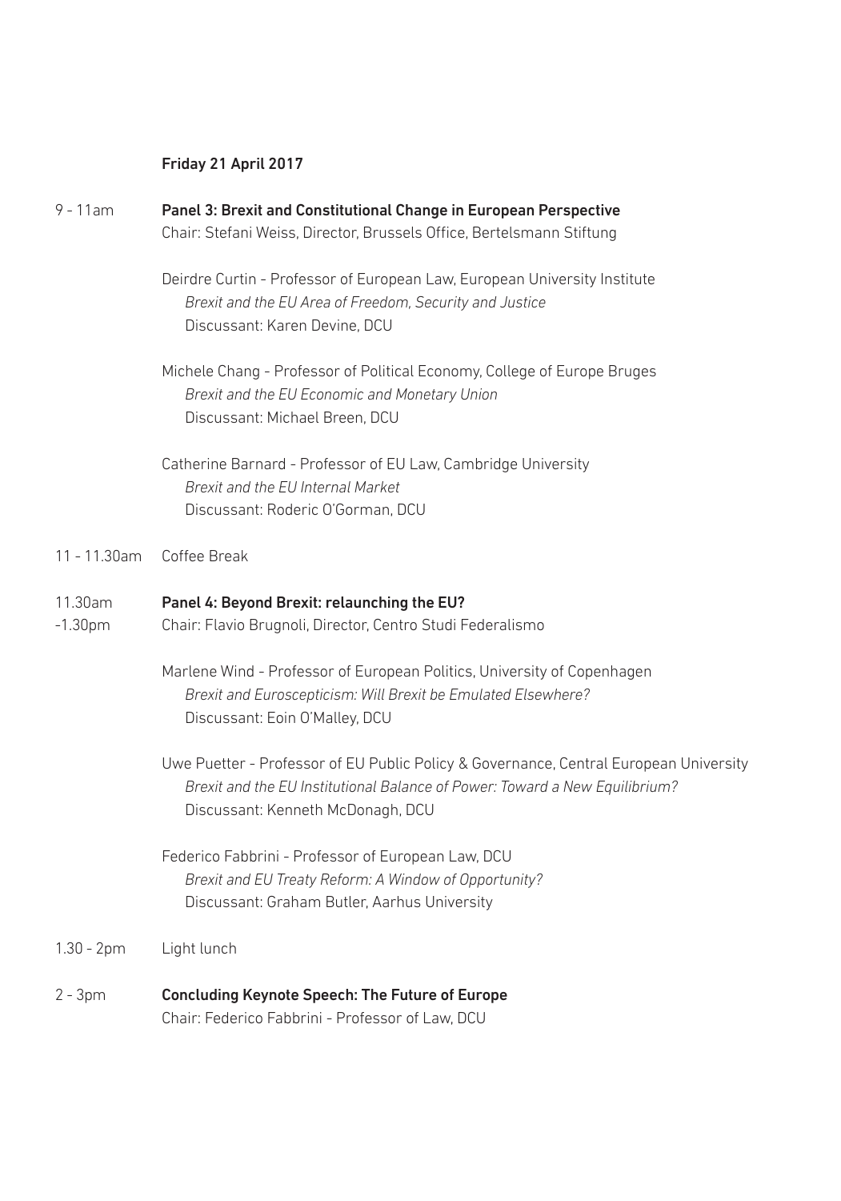**Friday 21 April 2017**

9 - 11am **Panel 3: Brexit and Constitutional Change in European Perspective**
Chair: Stefani Weiss, Director, Brussels Office, Bertelsmann Stiftung

Deirdre Curtin - Professor of European Law, European University Institute
*Brexit and the EU Area of Freedom, Security and Justice*
Discussant: Karen Devine, DCU

Michele Chang - Professor of Political Economy, College of Europe Bruges
*Brexit and the EU Economic and Monetary Union*
Discussant: Michael Breen, DCU

Catherine Barnard - Professor of EU Law, Cambridge University
*Brexit and the EU Internal Market*
Discussant: Roderic O'Gorman, DCU

11 - 11.30am Coffee Break

11.30am -1.30pm **Panel 4: Beyond Brexit: relaunching the EU?**
Chair: Flavio Brugnoli, Director, Centro Studi Federalismo

Marlene Wind - Professor of European Politics, University of Copenhagen
*Brexit and Euroscepticism: Will Brexit be Emulated Elsewhere?*
Discussant: Eoin O'Malley, DCU

Uwe Puetter - Professor of EU Public Policy & Governance, Central European University
*Brexit and the EU Institutional Balance of Power: Toward a New Equilibrium?*
Discussant: Kenneth McDonagh, DCU

Federico Fabbrini - Professor of European Law, DCU
*Brexit and EU Treaty Reform: A Window of Opportunity?*
Discussant: Graham Butler, Aarhus University

1.30 - 2pm Light lunch

2 - 3pm **Concluding Keynote Speech: The Future of Europe**
Chair: Federico Fabbrini - Professor of Law, DCU